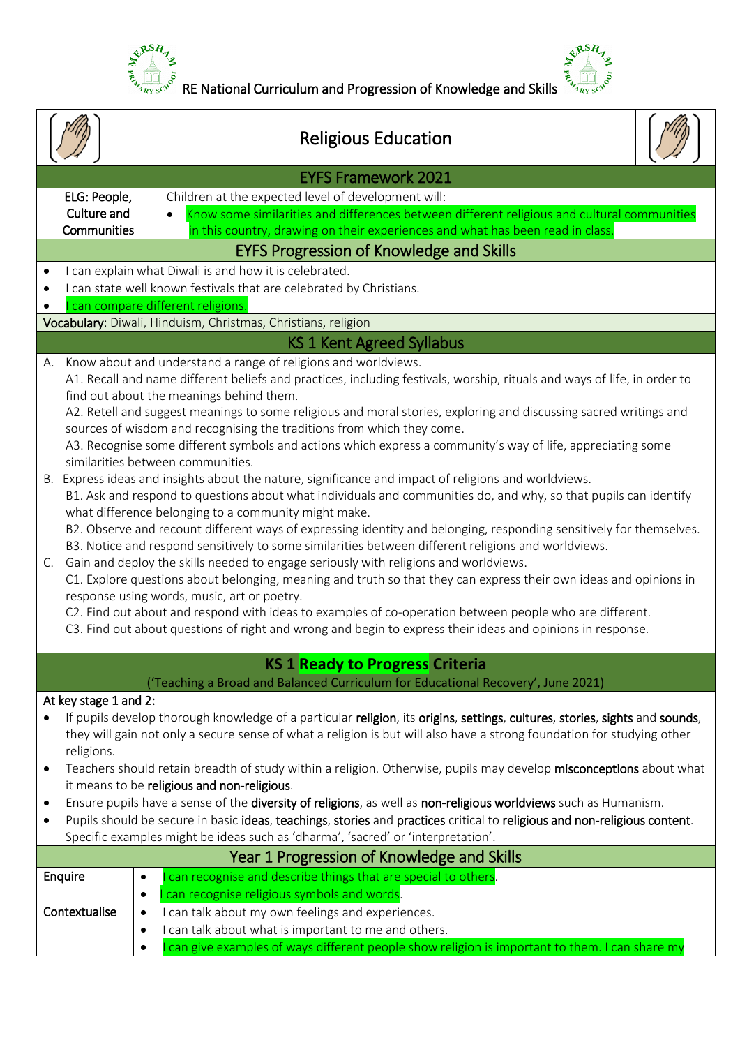RE National Curriculum and Progression of Knowledge and Skills

# Religious Education

## EYFS Framework 2021

| ELG: People, Culture and Communities | Children at the expected level of development will:<br>• Know some similarities and differences between different religious and cultural communities in this country, drawing on their experiences and what has been read in class. |
|---|---|

## EYFS Progression of Knowledge and Skills

- I can explain what Diwali is and how it is celebrated.
- I can state well known festivals that are celebrated by Christians.
- I can compare different religions.

**Vocabulary**: Diwali, Hinduism, Christmas, Christians, religion

## KS 1 Kent Agreed Syllabus

A. Know about and understand a range of religions and worldviews.
   A1. Recall and name different beliefs and practices, including festivals, worship, rituals and ways of life, in order to find out about the meanings behind them.
   A2. Retell and suggest meanings to some religious and moral stories, exploring and discussing sacred writings and sources of wisdom and recognising the traditions from which they come.
   A3. Recognise some different symbols and actions which express a community's way of life, appreciating some similarities between communities.

B. Express ideas and insights about the nature, significance and impact of religions and worldviews.
   B1. Ask and respond to questions about what individuals and communities do, and why, so that pupils can identify what difference belonging to a community might make.
   B2. Observe and recount different ways of expressing identity and belonging, responding sensitively for themselves.
   B3. Notice and respond sensitively to some similarities between different religions and worldviews.

C. Gain and deploy the skills needed to engage seriously with religions and worldviews.
   C1. Explore questions about belonging, meaning and truth so that they can express their own ideas and opinions in response using words, music, art or poetry.
   C2. Find out about and respond with ideas to examples of co-operation between people who are different.
   C3. Find out about questions of right and wrong and begin to express their ideas and opinions in response.

## KS 1 Ready to Progress Criteria

('Teaching a Broad and Balanced Curriculum for Educational Recovery', June 2021)

At key stage 1 and 2:

- If pupils develop thorough knowledge of a particular **religion**, its **origins**, **settings**, **cultures**, **stories**, **sights** and **sounds**, they will gain not only a secure sense of what a religion is but will also have a strong foundation for studying other religions.
- Teachers should retain breadth of study within a religion. Otherwise, pupils may develop **misconceptions** about what it means to be **religious and non-religious**.
- Ensure pupils have a sense of the **diversity of religions**, as well as **non-religious worldviews** such as Humanism.
- Pupils should be secure in basic **ideas**, **teachings**, **stories** and **practices** critical to **religious and non-religious content**. Specific examples might be ideas such as 'dharma', 'sacred' or 'interpretation'.

## Year 1 Progression of Knowledge and Skills

| Enquire | • I can recognise and describe things that are special to others.<br>• I can recognise religious symbols and words. |
|---|---|
| Contextualise | • I can talk about my own feelings and experiences.<br>• I can talk about what is important to me and others.<br>• I can give examples of ways different people show religion is important to them. I can share my |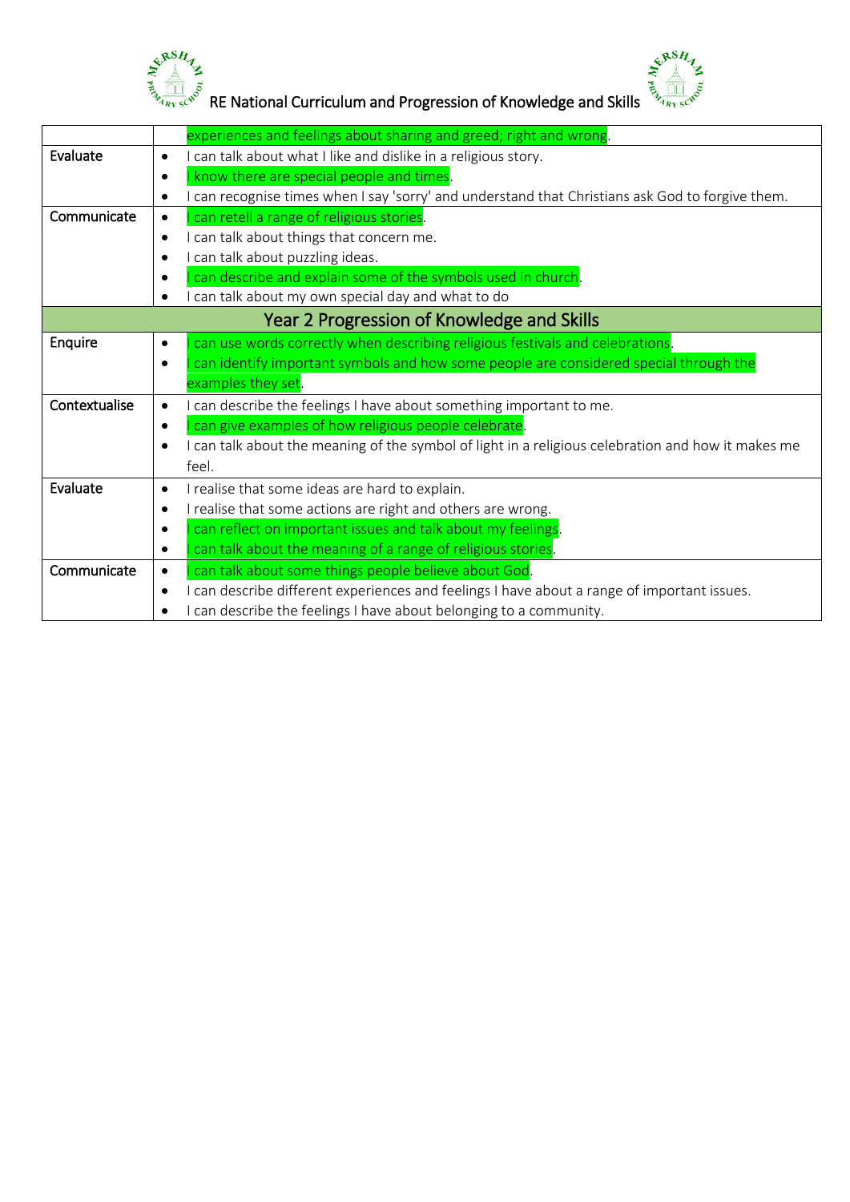| | |
|---|---|
| | experiences and feelings about sharing and greed; right and wrong. |
| Evaluate | • I can talk about what I like and dislike in a religious story.<br>• I know there are special people and times.<br>• I can recognise times when I say 'sorry' and understand that Christians ask God to forgive them. |
| Communicate | • I can retell a range of religious stories.<br>• I can talk about things that concern me.<br>• I can talk about puzzling ideas.<br>• I can describe and explain some of the symbols used in church.<br>• I can talk about my own special day and what to do |
| **Year 2 Progression of Knowledge and Skills** | |
| Enquire | • I can use words correctly when describing religious festivals and celebrations.<br>• I can identify important symbols and how some people are considered special through the examples they set. |
| Contextualise | • I can describe the feelings I have about something important to me.<br>• I can give examples of how religious people celebrate.<br>• I can talk about the meaning of the symbol of light in a religious celebration and how it makes me feel. |
| Evaluate | • I realise that some ideas are hard to explain.<br>• I realise that some actions are right and others are wrong.<br>• I can reflect on important issues and talk about my feelings.<br>• I can talk about the meaning of a range of religious stories. |
| Communicate | • I can talk about some things people believe about God.<br>• I can describe different experiences and feelings I have about a range of important issues.<br>• I can describe the feelings I have about belonging to a community. |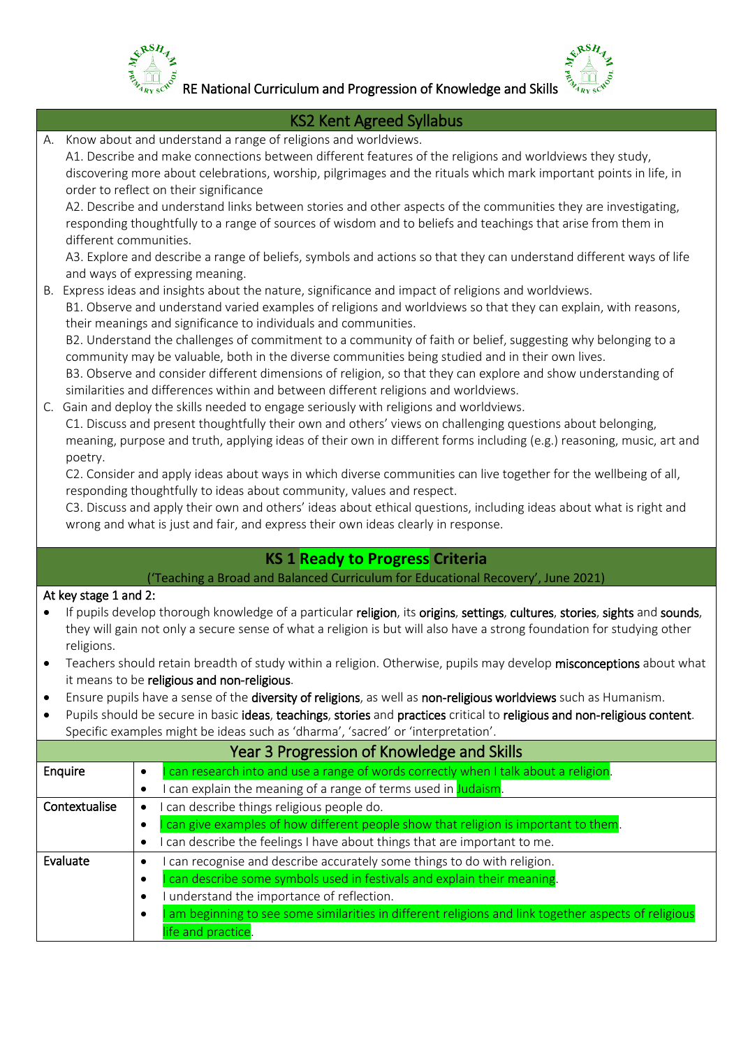RE National Curriculum and Progression of Knowledge and Skills

## KS2 Kent Agreed Syllabus

A. Know about and understand a range of religions and worldviews.
   A1. Describe and make connections between different features of the religions and worldviews they study, discovering more about celebrations, worship, pilgrimages and the rituals which mark important points in life, in order to reflect on their significance
   A2. Describe and understand links between stories and other aspects of the communities they are investigating, responding thoughtfully to a range of sources of wisdom and to beliefs and teachings that arise from them in different communities.
   A3. Explore and describe a range of beliefs, symbols and actions so that they can understand different ways of life and ways of expressing meaning.

B. Express ideas and insights about the nature, significance and impact of religions and worldviews.
   B1. Observe and understand varied examples of religions and worldviews so that they can explain, with reasons, their meanings and significance to individuals and communities.
   B2. Understand the challenges of commitment to a community of faith or belief, suggesting why belonging to a community may be valuable, both in the diverse communities being studied and in their own lives.
   B3. Observe and consider different dimensions of religion, so that they can explore and show understanding of similarities and differences within and between different religions and worldviews.

C. Gain and deploy the skills needed to engage seriously with religions and worldviews.
   C1. Discuss and present thoughtfully their own and others' views on challenging questions about belonging, meaning, purpose and truth, applying ideas of their own in different forms including (e.g.) reasoning, music, art and poetry.
   C2. Consider and apply ideas about ways in which diverse communities can live together for the wellbeing of all, responding thoughtfully to ideas about community, values and respect.
   C3. Discuss and apply their own and others' ideas about ethical questions, including ideas about what is right and wrong and what is just and fair, and express their own ideas clearly in response.

## KS 1 Ready to Progress Criteria

('Teaching a Broad and Balanced Curriculum for Educational Recovery', June 2021)

**At key stage 1 and 2:**

- If pupils develop thorough knowledge of a particular **religion**, its **origins**, **settings**, **cultures**, **stories**, **sights** and **sounds**, they will gain not only a secure sense of what a religion is but will also have a strong foundation for studying other religions.
- Teachers should retain breadth of study within a religion. Otherwise, pupils may develop **misconceptions** about what it means to be **religious and non-religious**.
- Ensure pupils have a sense of the **diversity of religions**, as well as **non-religious worldviews** such as Humanism.
- Pupils should be secure in basic **ideas**, **teachings**, **stories** and **practices** critical to **religious and non-religious content**. Specific examples might be ideas such as 'dharma', 'sacred' or 'interpretation'.

| Year 3 Progression of Knowledge and Skills | |
|---|---|
| Enquire | • I can research into and use a range of words correctly when I talk about a religion.<br>• I can explain the meaning of a range of terms used in Judaism. |
| Contextualise | • I can describe things religious people do.<br>• I can give examples of how different people show that religion is important to them.<br>• I can describe the feelings I have about things that are important to me. |
| Evaluate | • I can recognise and describe accurately some things to do with religion.<br>• I can describe some symbols used in festivals and explain their meaning.<br>• I understand the importance of reflection.<br>• I am beginning to see some similarities in different religions and link together aspects of religious life and practice. |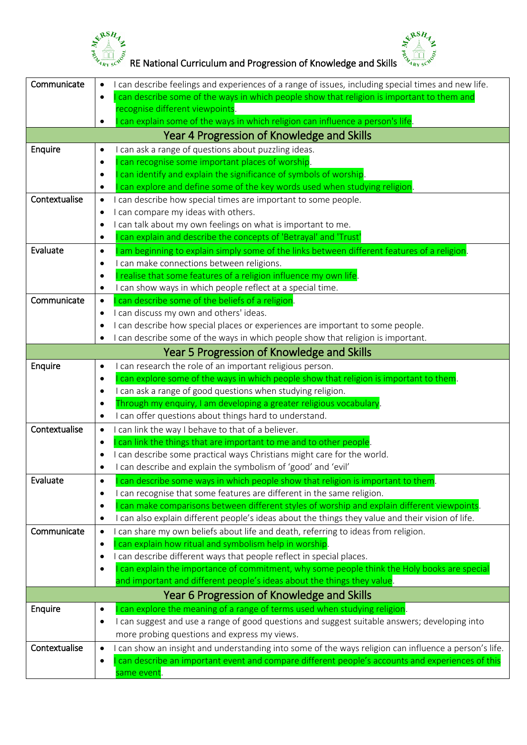RE National Curriculum and Progression of Knowledge and Skills

| | |
|---|---|
| Communicate | • I can describe feelings and experiences of a range of issues, including special times and new life.<br>• I can describe some of the ways in which people show that religion is important to them and recognise different viewpoints.<br>• I can explain some of the ways in which religion can influence a person's life. |
| **Year 4 Progression of Knowledge and Skills** | |
| Enquire | • I can ask a range of questions about puzzling ideas.<br>• I can recognise some important places of worship.<br>• I can identify and explain the significance of symbols of worship.<br>• I can explore and define some of the key words used when studying religion. |
| Contextualise | • I can describe how special times are important to some people.<br>• I can compare my ideas with others.<br>• I can talk about my own feelings on what is important to me.<br>• I can explain and describe the concepts of 'Betrayal' and 'Trust' |
| Evaluate | • I am beginning to explain simply some of the links between different features of a religion.<br>• I can make connections between religions.<br>• I realise that some features of a religion influence my own life.<br>• I can show ways in which people reflect at a special time. |
| Communicate | • I can describe some of the beliefs of a religion.<br>• I can discuss my own and others' ideas.<br>• I can describe how special places or experiences are important to some people.<br>• I can describe some of the ways in which people show that religion is important. |
| **Year 5 Progression of Knowledge and Skills** | |
| Enquire | • I can research the role of an important religious person.<br>• I can explore some of the ways in which people show that religion is important to them.<br>• I can ask a range of good questions when studying religion.<br>• Through my enquiry, I am developing a greater religious vocabulary.<br>• I can offer questions about things hard to understand. |
| Contextualise | • I can link the way I behave to that of a believer.<br>• I can link the things that are important to me and to other people.<br>• I can describe some practical ways Christians might care for the world.<br>• I can describe and explain the symbolism of 'good' and 'evil' |
| Evaluate | • I can describe some ways in which people show that religion is important to them.<br>• I can recognise that some features are different in the same religion.<br>• I can make comparisons between different styles of worship and explain different viewpoints.<br>• I can also explain different people's ideas about the things they value and their vision of life. |
| Communicate | • I can share my own beliefs about life and death, referring to ideas from religion.<br>• I can explain how ritual and symbolism help in worship.<br>• I can describe different ways that people reflect in special places.<br>• I can explain the importance of commitment, why some people think the Holy books are special and important and different people's ideas about the things they value. |
| **Year 6 Progression of Knowledge and Skills** | |
| Enquire | • I can explore the meaning of a range of terms used when studying religion.<br>• I can suggest and use a range of good questions and suggest suitable answers; developing into more probing questions and express my views. |
| Contextualise | • I can show an insight and understanding into some of the ways religion can influence a person's life.<br>• I can describe an important event and compare different people's accounts and experiences of this same event. |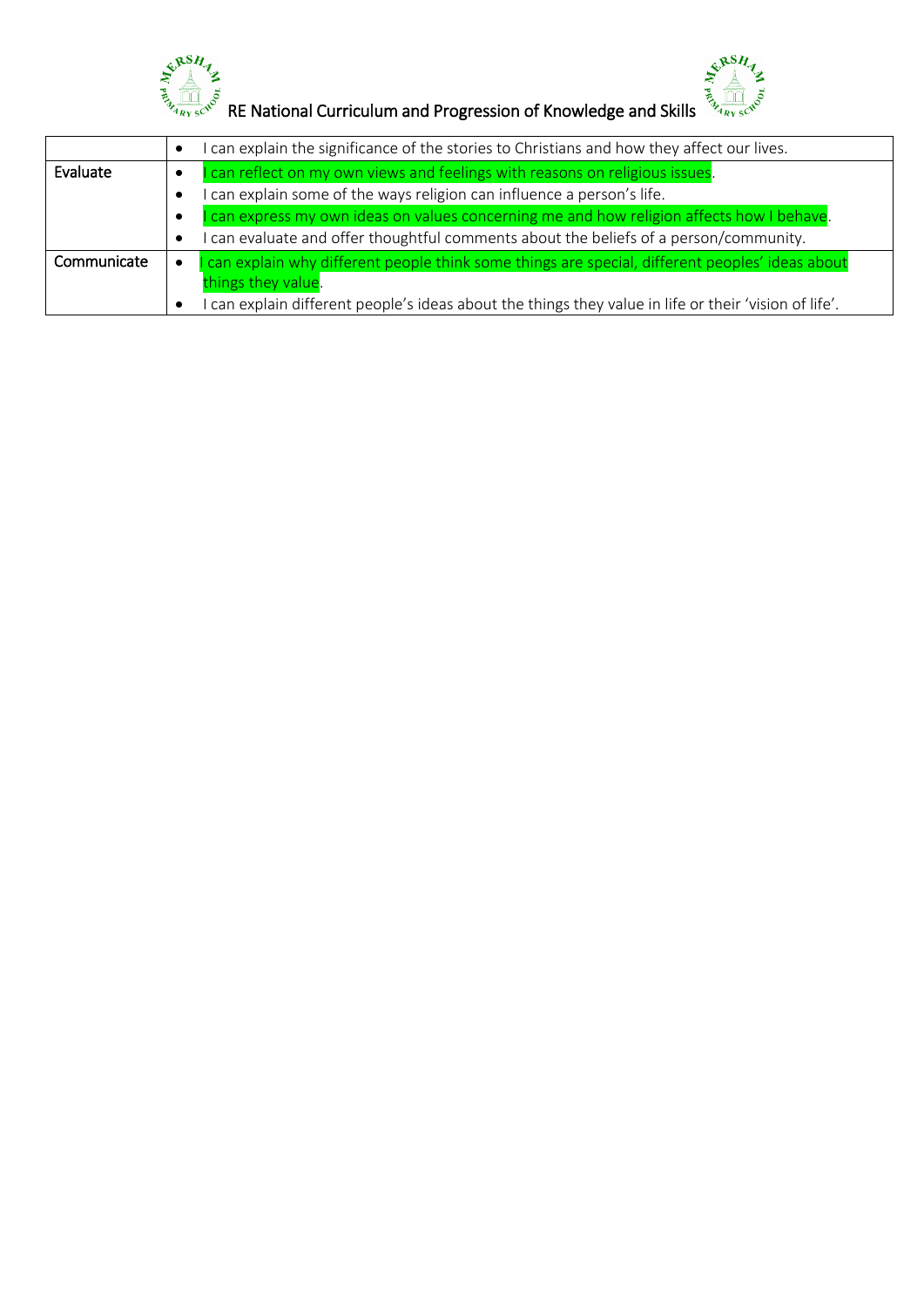| | |
|---|---|
| | • I can explain the significance of the stories to Christians and how they affect our lives. |
| Evaluate | • I can reflect on my own views and feelings with reasons on religious issues.<br>• I can explain some of the ways religion can influence a person's life.<br>• I can express my own ideas on values concerning me and how religion affects how I behave.<br>• I can evaluate and offer thoughtful comments about the beliefs of a person/community. |
| Communicate | • I can explain why different people think some things are special, different peoples' ideas about things they value.<br>• I can explain different people's ideas about the things they value in life or their 'vision of life'. |